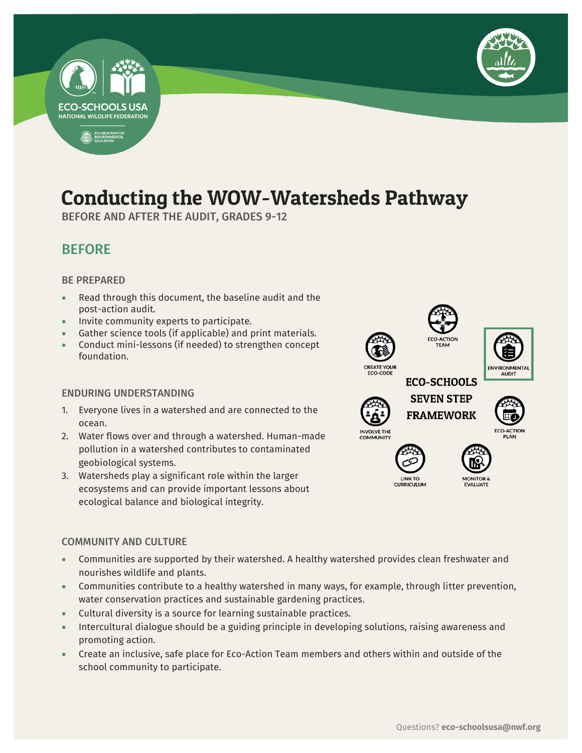# Conducting the WOW-Watersheds Pathway

BEFORE AND AFTER THE AUDIT, GRADES 9-12

## BEFORE

### BE PREPARED

- Read through this document, the baseline audit and the post-action audit.
- Invite community experts to participate.
- Gather science tools (if applicable) and print materials.
- Conduct mini-lessons (if needed) to strengthen concept foundation.

### ENDURING UNDERSTANDING

1. Everyone lives in a watershed and are connected to the ocean.
2. Water flows over and through a watershed. Human-made pollution in a watershed contributes to contaminated geobiological systems.
3. Watersheds play a significant role within the larger ecosystems and can provide important lessons about ecological balance and biological integrity.

ECO-SCHOOLS SEVEN STEP FRAMEWORK

- ECO-ACTION TEAM
- ENVIRONMENTAL AUDIT
- ECO-ACTION PLAN
- MONITOR & EVALUATE
- LINK TO CURRICULUM
- INVOLVE THE COMMUNITY
- CREATE YOUR ECO-CODE

### COMMUNITY AND CULTURE

- Communities are supported by their watershed. A healthy watershed provides clean freshwater and nourishes wildlife and plants.
- Communities contribute to a healthy watershed in many ways, for example, through litter prevention, water conservation practices and sustainable gardening practices.
- Cultural diversity is a source for learning sustainable practices.
- Intercultural dialogue should be a guiding principle in developing solutions, raising awareness and promoting action.
- Create an inclusive, safe place for Eco-Action Team members and others within and outside of the school community to participate.

Questions? **eco-schoolsusa@nwf.org**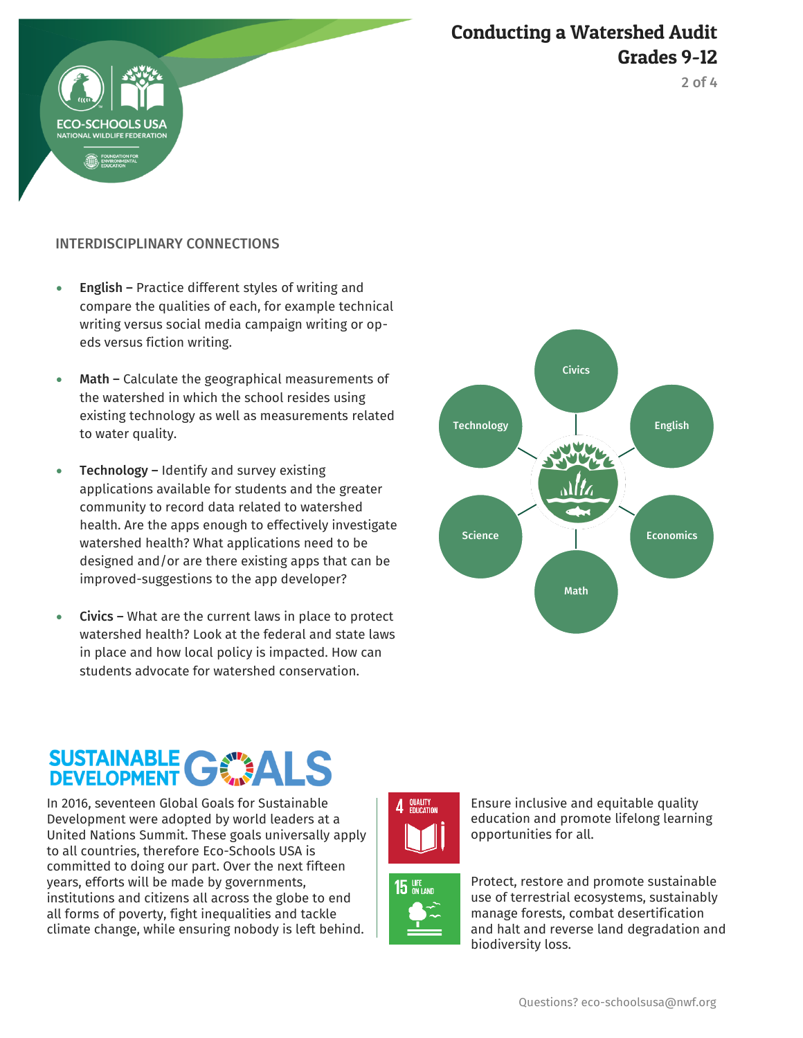## INTERDISCIPLINARY CONNECTIONS

- **English –** Practice different styles of writing and compare the qualities of each, for example technical writing versus social media campaign writing or op-eds versus fiction writing.
- **Math –** Calculate the geographical measurements of the watershed in which the school resides using existing technology as well as measurements related to water quality.
- **Technology –** Identify and survey existing applications available for students and the greater community to record data related to watershed health. Are the apps enough to effectively investigate watershed health? What applications need to be designed and/or are there existing apps that can be improved-suggestions to the app developer?
- **Civics –** What are the current laws in place to protect watershed health? Look at the federal and state laws in place and how local policy is impacted. How can students advocate for watershed conservation.

Civics | English | Economics | Math | Science | Technology

## SUSTAINABLE DEVELOPMENT GOALS

In 2016, seventeen Global Goals for Sustainable Development were adopted by world leaders at a United Nations Summit. These goals universally apply to all countries, therefore Eco-Schools USA is committed to doing our part. Over the next fifteen years, efforts will be made by governments, institutions and citizens all across the globe to end all forms of poverty, fight inequalities and tackle climate change, while ensuring nobody is left behind.

**4 QUALITY EDUCATION** – Ensure inclusive and equitable quality education and promote lifelong learning opportunities for all.

**15 LIFE ON LAND** – Protect, restore and promote sustainable use of terrestrial ecosystems, sustainably manage forests, combat desertification and halt and reverse land degradation and biodiversity loss.

Questions? eco-schoolsusa@nwf.org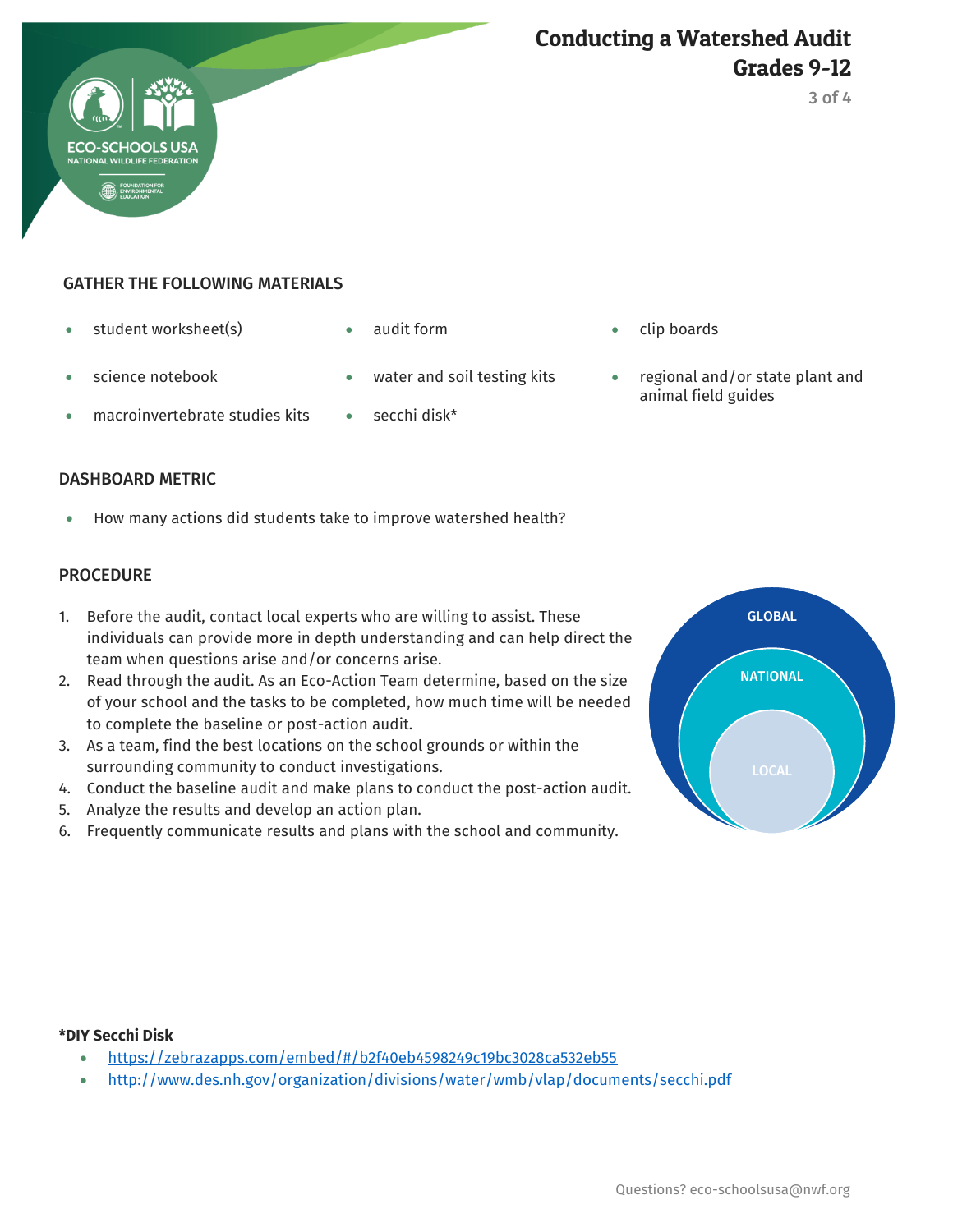# Conducting a Watershed Audit
## Grades 9-12

### GATHER THE FOLLOWING MATERIALS

- student worksheet(s)
- science notebook
- macroinvertebrate studies kits
- audit form
- water and soil testing kits
- secchi disk*
- clip boards
- regional and/or state plant and animal field guides

### DASHBOARD METRIC

- How many actions did students take to improve watershed health?

### PROCEDURE

1. Before the audit, contact local experts who are willing to assist. These individuals can provide more in depth understanding and can help direct the team when questions arise and/or concerns arise.
2. Read through the audit. As an Eco-Action Team determine, based on the size of your school and the tasks to be completed, how much time will be needed to complete the baseline or post-action audit.
3. As a team, find the best locations on the school grounds or within the surrounding community to conduct investigations.
4. Conduct the baseline audit and make plans to conduct the post-action audit.
5. Analyze the results and develop an action plan.
6. Frequently communicate results and plans with the school and community.

GLOBAL

NATIONAL

LOCAL

**\*DIY Secchi Disk**

- https://zebrazapps.com/embed/#/b2f40eb4598249c19bc3028ca532eb55
- http://www.des.nh.gov/organization/divisions/water/wmb/vlap/documents/secchi.pdf

Questions? eco-schoolsusa@nwf.org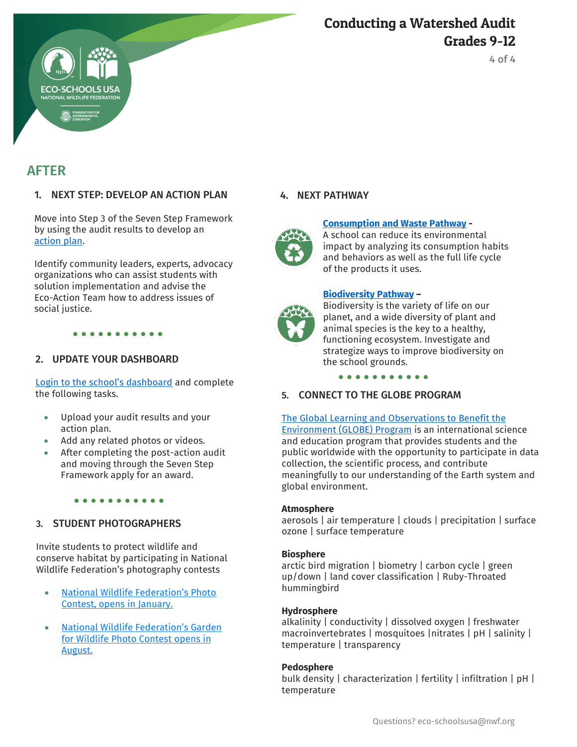# Conducting a Watershed Audit Grades 9-12

## AFTER

### 1. NEXT STEP: DEVELOP AN ACTION PLAN

Move into Step 3 of the Seven Step Framework by using the audit results to develop an action plan.

Identify community leaders, experts, advocacy organizations who can assist students with solution implementation and advise the Eco-Action Team how to address issues of social justice.

### 2. UPDATE YOUR DASHBOARD

Login to the school's dashboard and complete the following tasks.

- Upload your audit results and your action plan.
- Add any related photos or videos.
- After completing the post-action audit and moving through the Seven Step Framework apply for an award.

### 3. STUDENT PHOTOGRAPHERS

Invite students to protect wildlife and conserve habitat by participating in National Wildlife Federation's photography contests

- National Wildlife Federation's Photo Contest, opens in January.
- National Wildlife Federation's Garden for Wildlife Photo Contest opens in August.

### 4. NEXT PATHWAY

**Consumption and Waste Pathway** - A school can reduce its environmental impact by analyzing its consumption habits and behaviors as well as the full life cycle of the products it uses.

**Biodiversity Pathway** – Biodiversity is the variety of life on our planet, and a wide diversity of plant and animal species is the key to a healthy, functioning ecosystem. Investigate and strategize ways to improve biodiversity on the school grounds.

### 5. CONNECT TO THE GLOBE PROGRAM

The Global Learning and Observations to Benefit the Environment (GLOBE) Program is an international science and education program that provides students and the public worldwide with the opportunity to participate in data collection, the scientific process, and contribute meaningfully to our understanding of the Earth system and global environment.

**Atmosphere**
aerosols | air temperature | clouds | precipitation | surface ozone | surface temperature

**Biosphere**
arctic bird migration | biometry | carbon cycle | green up/down | land cover classification | Ruby-Throated hummingbird

**Hydrosphere**
alkalinity | conductivity | dissolved oxygen | freshwater macroinvertebrates | mosquitoes |nitrates | pH | salinity | temperature | transparency

**Pedosphere**
bulk density | characterization | fertility | infiltration | pH | temperature

Questions? eco-schoolsusa@nwf.org